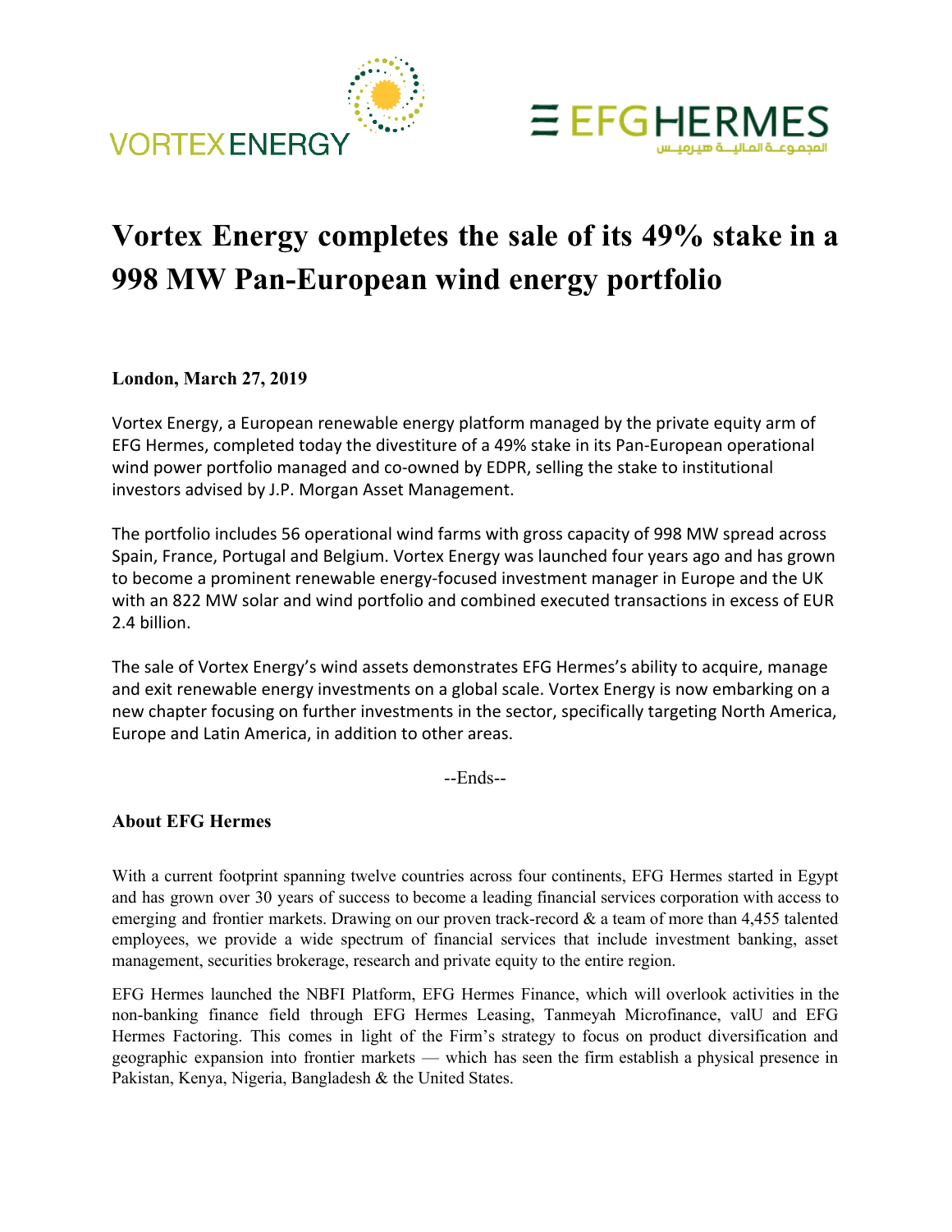# Vortex Energy completes the sale of its 49% stake in a 998 MW Pan-European wind energy portfolio

**London, March 27, 2019**

Vortex Energy, a European renewable energy platform managed by the private equity arm of EFG Hermes, completed today the divestiture of a 49% stake in its Pan-European operational wind power portfolio managed and co-owned by EDPR, selling the stake to institutional investors advised by J.P. Morgan Asset Management.

The portfolio includes 56 operational wind farms with gross capacity of 998 MW spread across Spain, France, Portugal and Belgium. Vortex Energy was launched four years ago and has grown to become a prominent renewable energy-focused investment manager in Europe and the UK with an 822 MW solar and wind portfolio and combined executed transactions in excess of EUR 2.4 billion.

The sale of Vortex Energy's wind assets demonstrates EFG Hermes's ability to acquire, manage and exit renewable energy investments on a global scale. Vortex Energy is now embarking on a new chapter focusing on further investments in the sector, specifically targeting North America, Europe and Latin America, in addition to other areas.

--Ends--

## About EFG Hermes

With a current footprint spanning twelve countries across four continents, EFG Hermes started in Egypt and has grown over 30 years of success to become a leading financial services corporation with access to emerging and frontier markets. Drawing on our proven track-record & a team of more than 4,455 talented employees, we provide a wide spectrum of financial services that include investment banking, asset management, securities brokerage, research and private equity to the entire region.

EFG Hermes launched the NBFI Platform, EFG Hermes Finance, which will overlook activities in the non-banking finance field through EFG Hermes Leasing, Tanmeyah Microfinance, valU and EFG Hermes Factoring. This comes in light of the Firm's strategy to focus on product diversification and geographic expansion into frontier markets — which has seen the firm establish a physical presence in Pakistan, Kenya, Nigeria, Bangladesh & the United States.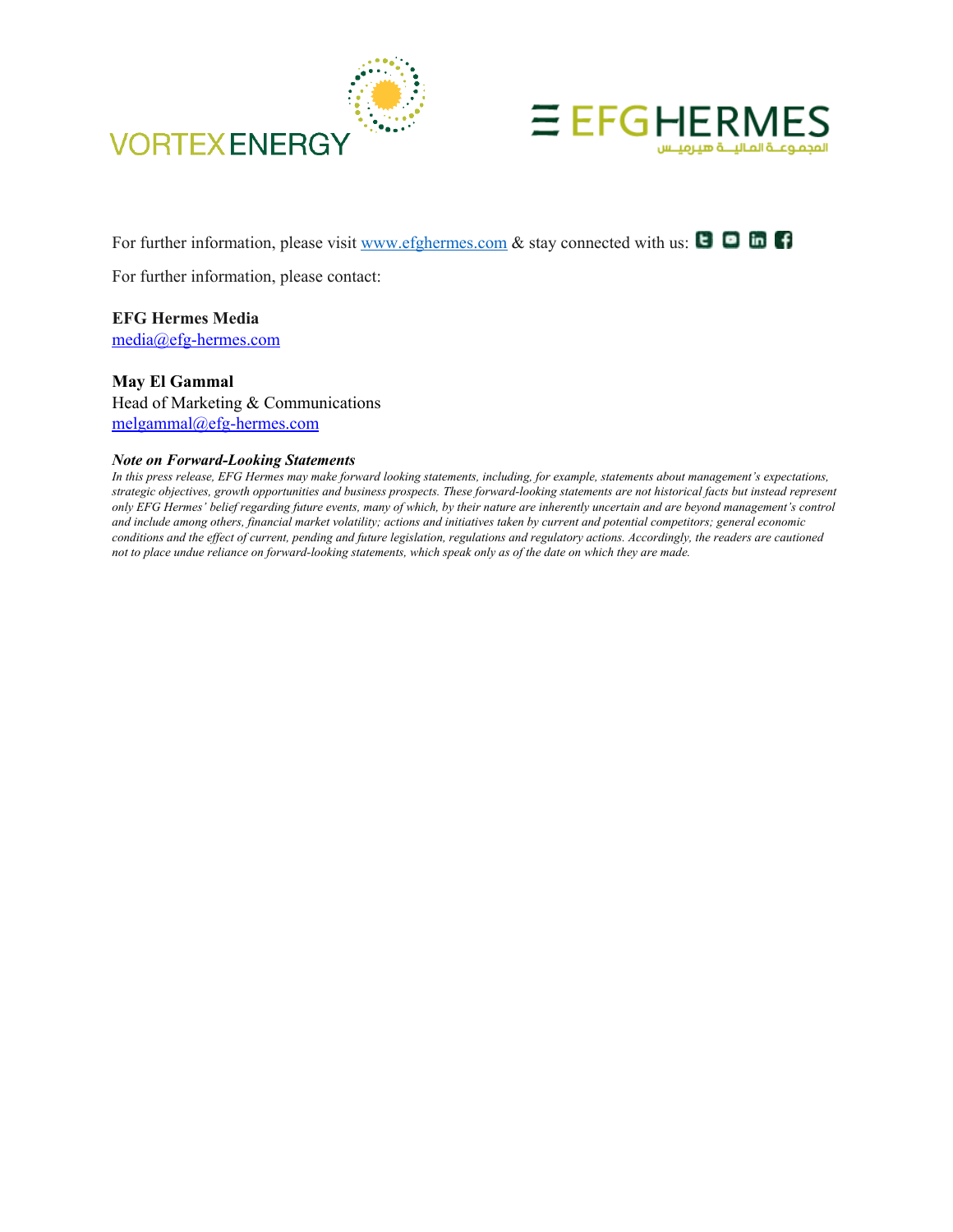For further information, please visit www.efghermes.com & stay connected with us:

For further information, please contact:

**EFG Hermes Media**
media@efg-hermes.com

**May El Gammal**
Head of Marketing & Communications
melgammal@efg-hermes.com

***Note on Forward-Looking Statements***

*In this press release, EFG Hermes may make forward looking statements, including, for example, statements about management's expectations, strategic objectives, growth opportunities and business prospects. These forward-looking statements are not historical facts but instead represent only EFG Hermes' belief regarding future events, many of which, by their nature are inherently uncertain and are beyond management's control and include among others, financial market volatility; actions and initiatives taken by current and potential competitors; general economic conditions and the effect of current, pending and future legislation, regulations and regulatory actions. Accordingly, the readers are cautioned not to place undue reliance on forward-looking statements, which speak only as of the date on which they are made.*